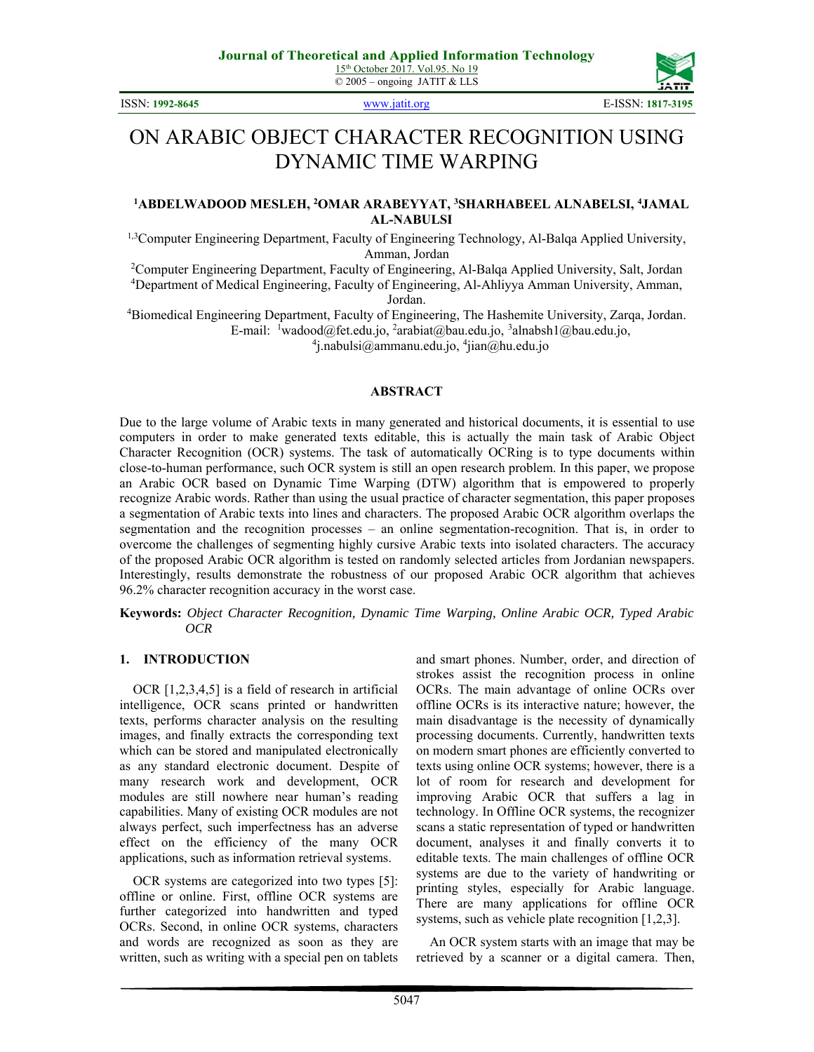# ON ARABIC OBJECT CHARACTER RECOGNITION USING DYNAMIC TIME WARPING

**[1]ABDELWADOOD MESLEH, [2]OMAR ARABEYYAT, [3]SHARHABEEL ALNABELSI, [4]JAMAL AL-NABULSI**

[1,3]Computer Engineering Department, Faculty of Engineering Technology, Al-Balqa Applied University, Amman, Jordan

[2]Computer Engineering Department, Faculty of Engineering, Al-Balqa Applied University, Salt, Jordan

[4]Department of Medical Engineering, Faculty of Engineering, Al-Ahliyya Amman University, Amman, Jordan.

[4]Biomedical Engineering Department, Faculty of Engineering, The Hashemite University, Zarqa, Jordan.

E-mail: [1]wadood@fet.edu.jo, [2]arabiat@bau.edu.jo, [3]alnabsh1@bau.edu.jo, [4]j.nabulsi@ammanu.edu.jo, [4]jian@hu.edu.jo

## ABSTRACT

Due to the large volume of Arabic texts in many generated and historical documents, it is essential to use computers in order to make generated texts editable, this is actually the main task of Arabic Object Character Recognition (OCR) systems. The task of automatically OCRing is to type documents within close-to-human performance, such OCR system is still an open research problem. In this paper, we propose an Arabic OCR based on Dynamic Time Warping (DTW) algorithm that is empowered to properly recognize Arabic words. Rather than using the usual practice of character segmentation, this paper proposes a segmentation of Arabic texts into lines and characters. The proposed Arabic OCR algorithm overlaps the segmentation and the recognition processes – an online segmentation-recognition. That is, in order to overcome the challenges of segmenting highly cursive Arabic texts into isolated characters. The accuracy of the proposed Arabic OCR algorithm is tested on randomly selected articles from Jordanian newspapers. Interestingly, results demonstrate the robustness of our proposed Arabic OCR algorithm that achieves 96.2% character recognition accuracy in the worst case.

**Keywords:** *Object Character Recognition, Dynamic Time Warping, Online Arabic OCR, Typed Arabic OCR*

## 1. INTRODUCTION

OCR [1,2,3,4,5] is a field of research in artificial intelligence, OCR scans printed or handwritten texts, performs character analysis on the resulting images, and finally extracts the corresponding text which can be stored and manipulated electronically as any standard electronic document. Despite of many research work and development, OCR modules are still nowhere near human's reading capabilities. Many of existing OCR modules are not always perfect, such imperfectness has an adverse effect on the efficiency of the many OCR applications, such as information retrieval systems.

OCR systems are categorized into two types [5]: offline or online. First, offline OCR systems are further categorized into handwritten and typed OCRs. Second, in online OCR systems, characters and words are recognized as soon as they are written, such as writing with a special pen on tablets and smart phones. Number, order, and direction of strokes assist the recognition process in online OCRs. The main advantage of online OCRs over offline OCRs is its interactive nature; however, the main disadvantage is the necessity of dynamically processing documents. Currently, handwritten texts on modern smart phones are efficiently converted to texts using online OCR systems; however, there is a lot of room for research and development for improving Arabic OCR that suffers a lag in technology. In Offline OCR systems, the recognizer scans a static representation of typed or handwritten document, analyses it and finally converts it to editable texts. The main challenges of offline OCR systems are due to the variety of handwriting or printing styles, especially for Arabic language. There are many applications for offline OCR systems, such as vehicle plate recognition [1,2,3].

An OCR system starts with an image that may be retrieved by a scanner or a digital camera. Then,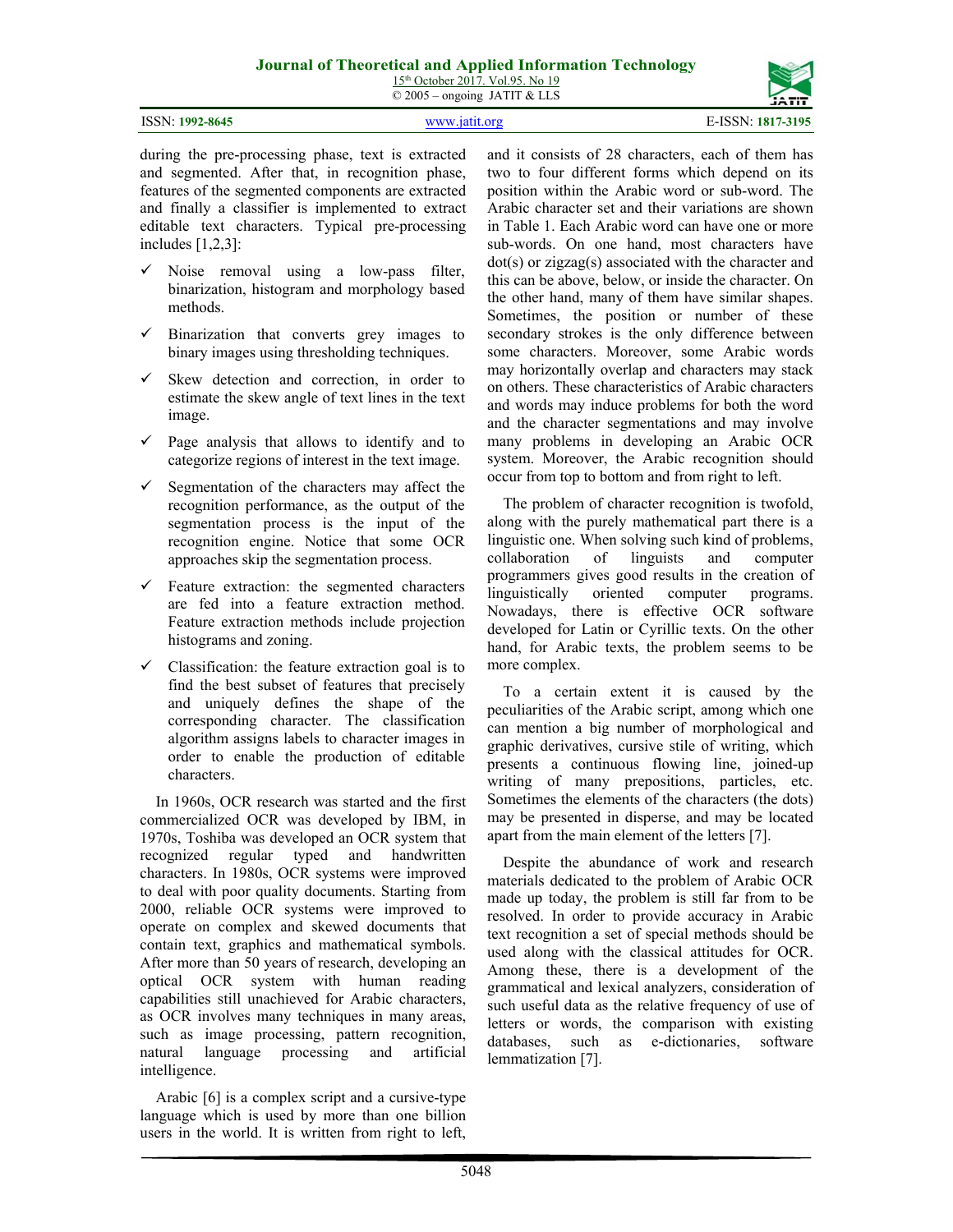during the pre-processing phase, text is extracted and segmented. After that, in recognition phase, features of the segmented components are extracted and finally a classifier is implemented to extract editable text characters. Typical pre-processing includes [1,2,3]:

- ✓ Noise removal using a low-pass filter, binarization, histogram and morphology based methods.
- ✓ Binarization that converts grey images to binary images using thresholding techniques.
- ✓ Skew detection and correction, in order to estimate the skew angle of text lines in the text image.
- ✓ Page analysis that allows to identify and to categorize regions of interest in the text image.
- ✓ Segmentation of the characters may affect the recognition performance, as the output of the segmentation process is the input of the recognition engine. Notice that some OCR approaches skip the segmentation process.
- ✓ Feature extraction: the segmented characters are fed into a feature extraction method. Feature extraction methods include projection histograms and zoning.
- ✓ Classification: the feature extraction goal is to find the best subset of features that precisely and uniquely defines the shape of the corresponding character. The classification algorithm assigns labels to character images in order to enable the production of editable characters.

In 1960s, OCR research was started and the first commercialized OCR was developed by IBM, in 1970s, Toshiba was developed an OCR system that recognized regular typed and handwritten characters. In 1980s, OCR systems were improved to deal with poor quality documents. Starting from 2000, reliable OCR systems were improved to operate on complex and skewed documents that contain text, graphics and mathematical symbols. After more than 50 years of research, developing an optical OCR system with human reading capabilities still unachieved for Arabic characters, as OCR involves many techniques in many areas, such as image processing, pattern recognition, natural language processing and artificial intelligence.

Arabic [6] is a complex script and a cursive-type language which is used by more than one billion users in the world. It is written from right to left, and it consists of 28 characters, each of them has two to four different forms which depend on its position within the Arabic word or sub-word. The Arabic character set and their variations are shown in Table 1. Each Arabic word can have one or more sub-words. On one hand, most characters have dot(s) or zigzag(s) associated with the character and this can be above, below, or inside the character. On the other hand, many of them have similar shapes. Sometimes, the position or number of these secondary strokes is the only difference between some characters. Moreover, some Arabic words may horizontally overlap and characters may stack on others. These characteristics of Arabic characters and words may induce problems for both the word and the character segmentations and may involve many problems in developing an Arabic OCR system. Moreover, the Arabic recognition should occur from top to bottom and from right to left.

The problem of character recognition is twofold, along with the purely mathematical part there is a linguistic one. When solving such kind of problems, collaboration of linguists and computer programmers gives good results in the creation of linguistically oriented computer programs. Nowadays, there is effective OCR software developed for Latin or Cyrillic texts. On the other hand, for Arabic texts, the problem seems to be more complex.

To a certain extent it is caused by the peculiarities of the Arabic script, among which one can mention a big number of morphological and graphic derivatives, cursive stile of writing, which presents a continuous flowing line, joined-up writing of many prepositions, particles, etc. Sometimes the elements of the characters (the dots) may be presented in disperse, and may be located apart from the main element of the letters [7].

Despite the abundance of work and research materials dedicated to the problem of Arabic OCR made up today, the problem is still far from to be resolved. In order to provide accuracy in Arabic text recognition a set of special methods should be used along with the classical attitudes for OCR. Among these, there is a development of the grammatical and lexical analyzers, consideration of such useful data as the relative frequency of use of letters or words, the comparison with existing databases, such as e-dictionaries, software lemmatization [7].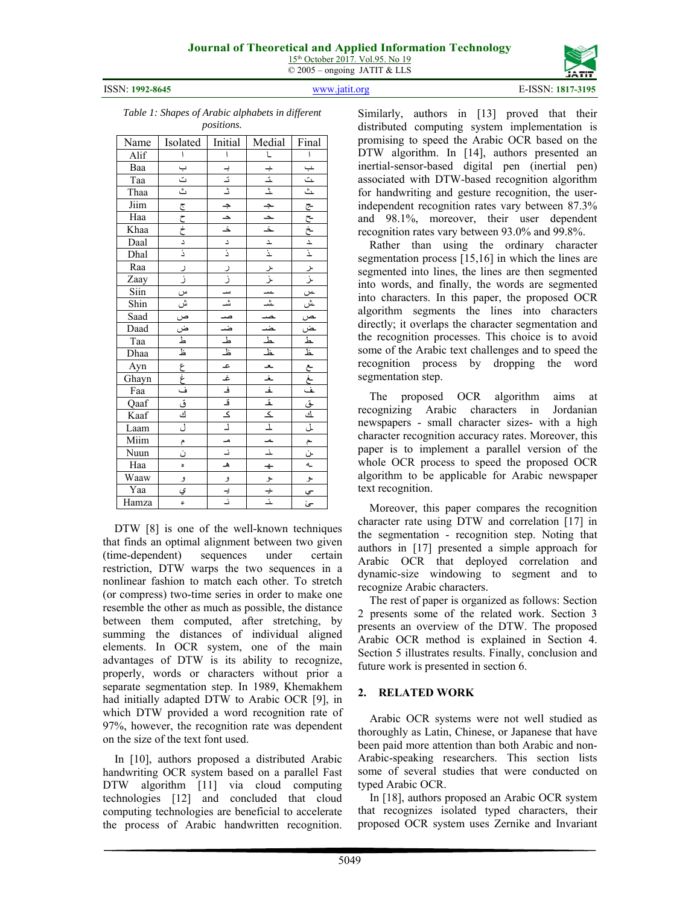*Table 1: Shapes of Arabic alphabets in different positions.*

| Name | Isolated | Initial | Medial | Final |
|---|---|---|---|---|
| Alif | ا | ا | ـا | ـا |
| Baa | ب | بـ | ـبـ | ـب |
| Taa | ت | تـ | ـتـ | ـت |
| Thaa | ث | ثـ | ـثـ | ـث |
| Jiim | ج | جـ | ـجـ | ـج |
| Haa | ح | حـ | ـحـ | ـح |
| Khaa | خ | خـ | ـخـ | ـخ |
| Daal | د | د | ـد | ـد |
| Dhal | ذ | ذ | ـذ | ـذ |
| Raa | ر | ر | ـر | ـر |
| Zaay | ز | ز | ـز | ـز |
| Siin | س | سـ | ـسـ | ـس |
| Shin | ش | شـ | ـشـ | ـش |
| Saad | ص | صـ | ـصـ | ـص |
| Daad | ض | ضـ | ـضـ | ـض |
| Taa | ط | طـ | ـطـ | ـط |
| Dhaa | ظ | ظـ | ـظـ | ـظ |
| Ayn | ع | عـ | ـعـ | ـع |
| Ghayn | غ | غـ | ـغـ | ـغ |
| Faa | ف | فـ | ـفـ | ـف |
| Qaaf | ق | قـ | ـقـ | ـق |
| Kaaf | ك | كـ | ـكـ | ـك |
| Laam | ل | لـ | ـلـ | ـل |
| Miim | م | مـ | ـمـ | ـم |
| Nuun | ن | نـ | ـنـ | ـن |
| Haa | ه | هـ | ـهـ | ـه |
| Waaw | و | و | ـو | ـو |
| Yaa | ي | يـ | ـيـ | ـي |
| Hamza | ء | ئـ | ـئـ | ـئ |

DTW [8] is one of the well-known techniques that finds an optimal alignment between two given (time-dependent) sequences under certain restriction, DTW warps the two sequences in a nonlinear fashion to match each other. To stretch (or compress) two-time series in order to make one resemble the other as much as possible, the distance between them computed, after stretching, by summing the distances of individual aligned elements. In OCR system, one of the main advantages of DTW is its ability to recognize, properly, words or characters without prior a separate segmentation step. In 1989, Khemakhem had initially adapted DTW to Arabic OCR [9], in which DTW provided a word recognition rate of 97%, however, the recognition rate was dependent on the size of the text font used.

In [10], authors proposed a distributed Arabic handwriting OCR system based on a parallel Fast DTW algorithm [11] via cloud computing technologies [12] and concluded that cloud computing technologies are beneficial to accelerate the process of Arabic handwritten recognition. Similarly, authors in [13] proved that their distributed computing system implementation is promising to speed the Arabic OCR based on the DTW algorithm. In [14], authors presented an inertial-sensor-based digital pen (inertial pen) associated with DTW-based recognition algorithm for handwriting and gesture recognition, the user-independent recognition rates vary between 87.3% and 98.1%, moreover, their user dependent recognition rates vary between 93.0% and 99.8%.

Rather than using the ordinary character segmentation process [15,16] in which the lines are segmented into lines, the lines are then segmented into words, and finally, the words are segmented into characters. In this paper, the proposed OCR algorithm segments the lines into characters directly; it overlaps the character segmentation and the recognition processes. This choice is to avoid some of the Arabic text challenges and to speed the recognition process by dropping the word segmentation step.

The proposed OCR algorithm aims at recognizing Arabic characters in Jordanian newspapers - small character sizes- with a high character recognition accuracy rates. Moreover, this paper is to implement a parallel version of the whole OCR process to speed the proposed OCR algorithm to be applicable for Arabic newspaper text recognition.

Moreover, this paper compares the recognition character rate using DTW and correlation [17] in the segmentation - recognition step. Noting that authors in [17] presented a simple approach for Arabic OCR that deployed correlation and dynamic-size windowing to segment and to recognize Arabic characters.

The rest of paper is organized as follows: Section 2 presents some of the related work. Section 3 presents an overview of the DTW. The proposed Arabic OCR method is explained in Section 4. Section 5 illustrates results. Finally, conclusion and future work is presented in section 6.

## 2. RELATED WORK

Arabic OCR systems were not well studied as thoroughly as Latin, Chinese, or Japanese that have been paid more attention than both Arabic and non-Arabic-speaking researchers. This section lists some of several studies that were conducted on typed Arabic OCR.

In [18], authors proposed an Arabic OCR system that recognizes isolated typed characters, their proposed OCR system uses Zernike and Invariant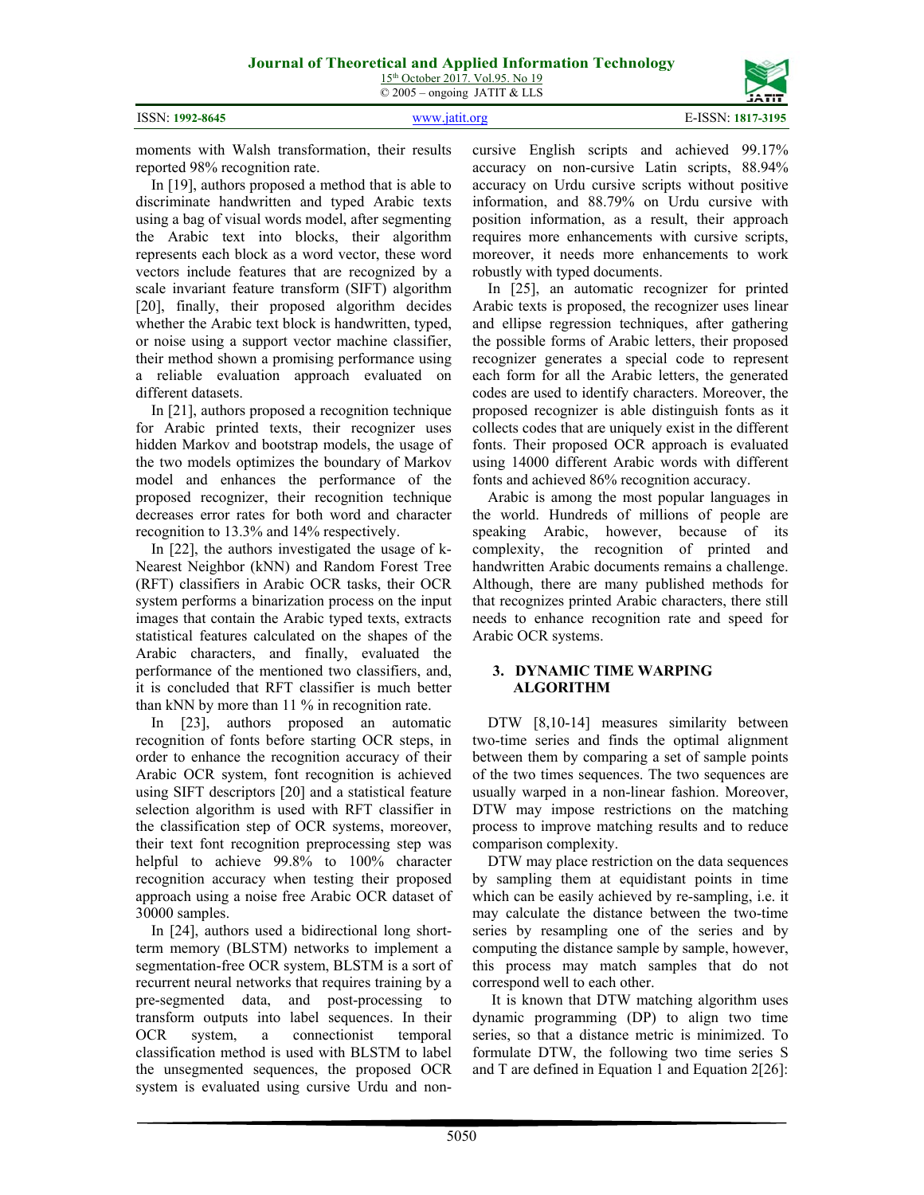moments with Walsh transformation, their results reported 98% recognition rate.

In [19], authors proposed a method that is able to discriminate handwritten and typed Arabic texts using a bag of visual words model, after segmenting the Arabic text into blocks, their algorithm represents each block as a word vector, these word vectors include features that are recognized by a scale invariant feature transform (SIFT) algorithm [20], finally, their proposed algorithm decides whether the Arabic text block is handwritten, typed, or noise using a support vector machine classifier, their method shown a promising performance using a reliable evaluation approach evaluated on different datasets.

In [21], authors proposed a recognition technique for Arabic printed texts, their recognizer uses hidden Markov and bootstrap models, the usage of the two models optimizes the boundary of Markov model and enhances the performance of the proposed recognizer, their recognition technique decreases error rates for both word and character recognition to 13.3% and 14% respectively.

In [22], the authors investigated the usage of k-Nearest Neighbor (kNN) and Random Forest Tree (RFT) classifiers in Arabic OCR tasks, their OCR system performs a binarization process on the input images that contain the Arabic typed texts, extracts statistical features calculated on the shapes of the Arabic characters, and finally, evaluated the performance of the mentioned two classifiers, and, it is concluded that RFT classifier is much better than kNN by more than 11 % in recognition rate.

In [23], authors proposed an automatic recognition of fonts before starting OCR steps, in order to enhance the recognition accuracy of their Arabic OCR system, font recognition is achieved using SIFT descriptors [20] and a statistical feature selection algorithm is used with RFT classifier in the classification step of OCR systems, moreover, their text font recognition preprocessing step was helpful to achieve 99.8% to 100% character recognition accuracy when testing their proposed approach using a noise free Arabic OCR dataset of 30000 samples.

In [24], authors used a bidirectional long short-term memory (BLSTM) networks to implement a segmentation-free OCR system, BLSTM is a sort of recurrent neural networks that requires training by a pre-segmented data, and post-processing to transform outputs into label sequences. In their OCR system, a connectionist temporal classification method is used with BLSTM to label the unsegmented sequences, the proposed OCR system is evaluated using cursive Urdu and non-cursive English scripts and achieved 99.17% accuracy on non-cursive Latin scripts, 88.94% accuracy on Urdu cursive scripts without positive information, and 88.79% on Urdu cursive with position information, as a result, their approach requires more enhancements with cursive scripts, moreover, it needs more enhancements to work robustly with typed documents.

In [25], an automatic recognizer for printed Arabic texts is proposed, the recognizer uses linear and ellipse regression techniques, after gathering the possible forms of Arabic letters, their proposed recognizer generates a special code to represent each form for all the Arabic letters, the generated codes are used to identify characters. Moreover, the proposed recognizer is able distinguish fonts as it collects codes that are uniquely exist in the different fonts. Their proposed OCR approach is evaluated using 14000 different Arabic words with different fonts and achieved 86% recognition accuracy.

Arabic is among the most popular languages in the world. Hundreds of millions of people are speaking Arabic, however, because of its complexity, the recognition of printed and handwritten Arabic documents remains a challenge. Although, there are many published methods for that recognizes printed Arabic characters, there still needs to enhance recognition rate and speed for Arabic OCR systems.

## 3. DYNAMIC TIME WARPING ALGORITHM

DTW [8,10-14] measures similarity between two-time series and finds the optimal alignment between them by comparing a set of sample points of the two times sequences. The two sequences are usually warped in a non-linear fashion. Moreover, DTW may impose restrictions on the matching process to improve matching results and to reduce comparison complexity.

DTW may place restriction on the data sequences by sampling them at equidistant points in time which can be easily achieved by re-sampling, i.e. it may calculate the distance between the two-time series by resampling one of the series and by computing the distance sample by sample, however, this process may match samples that do not correspond well to each other.

It is known that DTW matching algorithm uses dynamic programming (DP) to align two time series, so that a distance metric is minimized. To formulate DTW, the following two time series S and T are defined in Equation 1 and Equation 2[26]: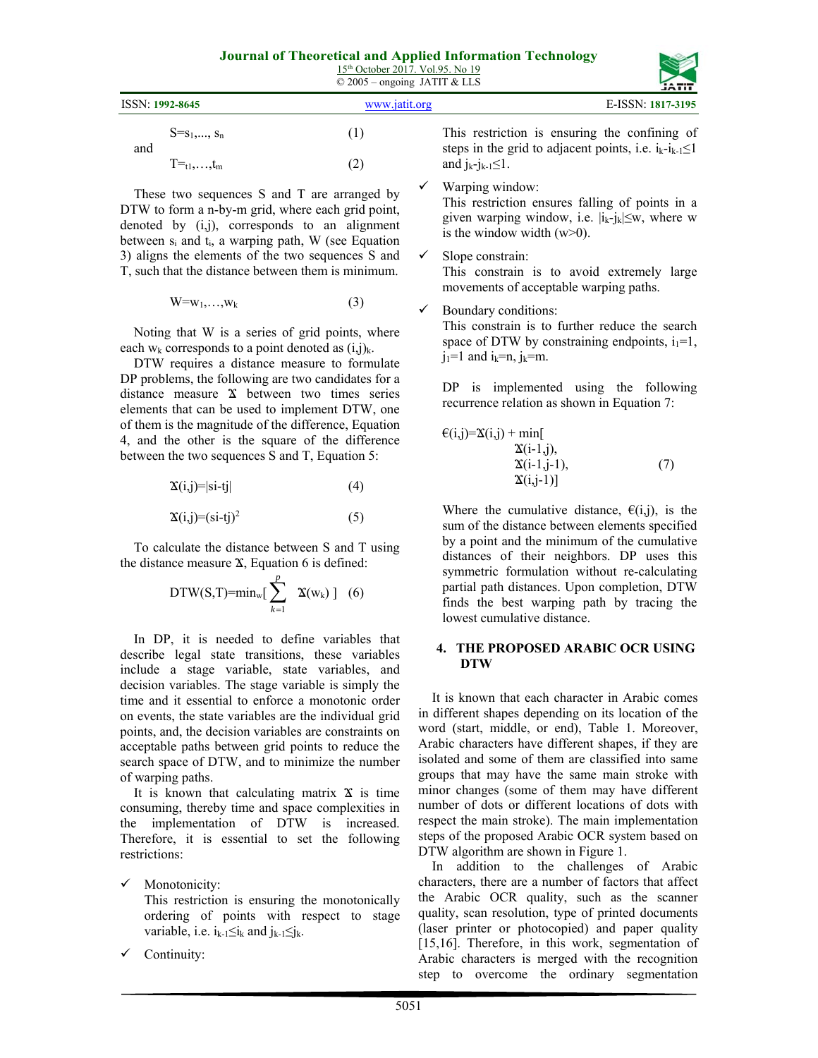$$S=s_1,..., s_n \quad (1)$$

and

$$T=t_1,\ldots,t_m \quad (2)$$

These two sequences S and T are arranged by DTW to form a n-by-m grid, where each grid point, denoted by (i,j), corresponds to an alignment between $s_i$ and $t_i$, a warping path, W (see Equation 3) aligns the elements of the two sequences S and T, such that the distance between them is minimum.

$$W=w_1,\ldots,w_k \quad (3)$$

Noting that W is a series of grid points, where each $w_k$ corresponds to a point denoted as $(i,j)_k$.

DTW requires a distance measure to formulate DP problems, the following are two candidates for a distance measure ẞ between two times series elements that can be used to implement DTW, one of them is the magnitude of the difference, Equation 4, and the other is the square of the difference between the two sequences S and T, Equation 5:

$$ẞ(i,j)=|si-tj| \quad (4)$$

$$ẞ(i,j)=(si-tj)^2 \quad (5)$$

To calculate the distance between S and T using the distance measure ẞ, Equation 6 is defined:

$$DTW(S,T)=\min_w\left[\sum_{k=1}^{p} ẞ(w_k)\right] \quad (6)$$

In DP, it is needed to define variables that describe legal state transitions, these variables include a stage variable, state variables, and decision variables. The stage variable is simply the time and it essential to enforce a monotonic order on events, the state variables are the individual grid points, and, the decision variables are constraints on acceptable paths between grid points to reduce the search space of DTW, and to minimize the number of warping paths.

It is known that calculating matrix ẞ is time consuming, thereby time and space complexities in the implementation of DTW is increased. Therefore, it is essential to set the following restrictions:

- ✓ Monotonicity:
  This restriction is ensuring the monotonically ordering of points with respect to stage variable, i.e. $i_{k-1}\leq i_k$ and $j_{k-1}\leq j_k$.
- ✓ Continuity:
  This restriction is ensuring the confining of steps in the grid to adjacent points, i.e. $i_k-i_{k-1}\leq 1$ and $j_k-j_{k-1}\leq 1$.
- ✓ Warping window:
  This restriction ensures falling of points in a given warping window, i.e. $|i_k-j_k|\leq w$, where w is the window width (w>0).
- ✓ Slope constrain:
  This constrain is to avoid extremely large movements of acceptable warping paths.
- ✓ Boundary conditions:
  This constrain is to further reduce the search space of DTW by constraining endpoints, $i_1=1$, $j_1=1$ and $i_k=n$, $j_k=m$.

DP is implemented using the following recurrence relation as shown in Equation 7:

$$€(i,j)=ẞ(i,j) + \min[ẞ(i-1,j),\ ẞ(i-1,j-1),\ ẞ(i,j-1)] \quad (7)$$

Where the cumulative distance, €(i,j), is the sum of the distance between elements specified by a point and the minimum of the cumulative distances of their neighbors. DP uses this symmetric formulation without re-calculating partial path distances. Upon completion, DTW finds the best warping path by tracing the lowest cumulative distance.

## 4. THE PROPOSED ARABIC OCR USING DTW

It is known that each character in Arabic comes in different shapes depending on its location of the word (start, middle, or end), Table 1. Moreover, Arabic characters have different shapes, if they are isolated and some of them are classified into same groups that may have the same main stroke with minor changes (some of them may have different number of dots or different locations of dots with respect the main stroke). The main implementation steps of the proposed Arabic OCR system based on DTW algorithm are shown in Figure 1.

In addition to the challenges of Arabic characters, there are a number of factors that affect the Arabic OCR quality, such as the scanner quality, scan resolution, type of printed documents (laser printer or photocopied) and paper quality [15,16]. Therefore, in this work, segmentation of Arabic characters is merged with the recognition step to overcome the ordinary segmentation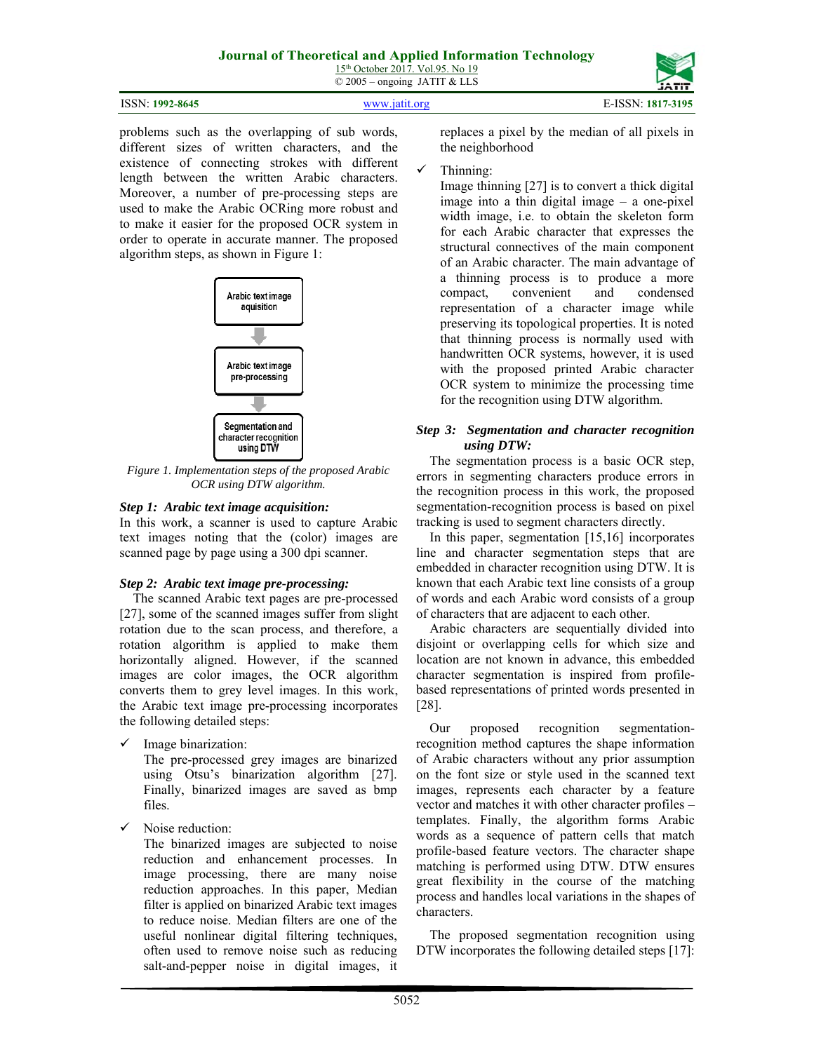problems such as the overlapping of sub words, different sizes of written characters, and the existence of connecting strokes with different length between the written Arabic characters. Moreover, a number of pre-processing steps are used to make the Arabic OCRing more robust and to make it easier for the proposed OCR system in order to operate in accurate manner. The proposed algorithm steps, as shown in Figure 1:

Arabic text image aquisition

Arabic text image pre-processing

Segmentation and character recognition using DTW

*Figure 1. Implementation steps of the proposed Arabic OCR using DTW algorithm.*

***Step 1: Arabic text image acquisition:***

In this work, a scanner is used to capture Arabic text images noting that the (color) images are scanned page by page using a 300 dpi scanner.

***Step 2: Arabic text image pre-processing:***

The scanned Arabic text pages are pre-processed [27], some of the scanned images suffer from slight rotation due to the scan process, and therefore, a rotation algorithm is applied to make them horizontally aligned. However, if the scanned images are color images, the OCR algorithm converts them to grey level images. In this work, the Arabic text image pre-processing incorporates the following detailed steps:

- ✓ Image binarization:
  The pre-processed grey images are binarized using Otsu's binarization algorithm [27]. Finally, binarized images are saved as bmp files.

- ✓ Noise reduction:
  The binarized images are subjected to noise reduction and enhancement processes. In image processing, there are many noise reduction approaches. In this paper, Median filter is applied on binarized Arabic text images to reduce noise. Median filters are one of the useful nonlinear digital filtering techniques, often used to remove noise such as reducing salt-and-pepper noise in digital images, it replaces a pixel by the median of all pixels in the neighborhood

- ✓ Thinning:
  Image thinning [27] is to convert a thick digital image into a thin digital image – a one-pixel width image, i.e. to obtain the skeleton form for each Arabic character that expresses the structural connectives of the main component of an Arabic character. The main advantage of a thinning process is to produce a more compact, convenient and condensed representation of a character image while preserving its topological properties. It is noted that thinning process is normally used with handwritten OCR systems, however, it is used with the proposed printed Arabic character OCR system to minimize the processing time for the recognition using DTW algorithm.

***Step 3: Segmentation and character recognition using DTW:***

The segmentation process is a basic OCR step, errors in segmenting characters produce errors in the recognition process in this work, the proposed segmentation-recognition process is based on pixel tracking is used to segment characters directly.

In this paper, segmentation [15,16] incorporates line and character segmentation steps that are embedded in character recognition using DTW. It is known that each Arabic text line consists of a group of words and each Arabic word consists of a group of characters that are adjacent to each other.

Arabic characters are sequentially divided into disjoint or overlapping cells for which size and location are not known in advance, this embedded character segmentation is inspired from profile-based representations of printed words presented in [28].

Our proposed recognition segmentation-recognition method captures the shape information of Arabic characters without any prior assumption on the font size or style used in the scanned text images, represents each character by a feature vector and matches it with other character profiles – templates. Finally, the algorithm forms Arabic words as a sequence of pattern cells that match profile-based feature vectors. The character shape matching is performed using DTW. DTW ensures great flexibility in the course of the matching process and handles local variations in the shapes of characters.

The proposed segmentation recognition using DTW incorporates the following detailed steps [17]: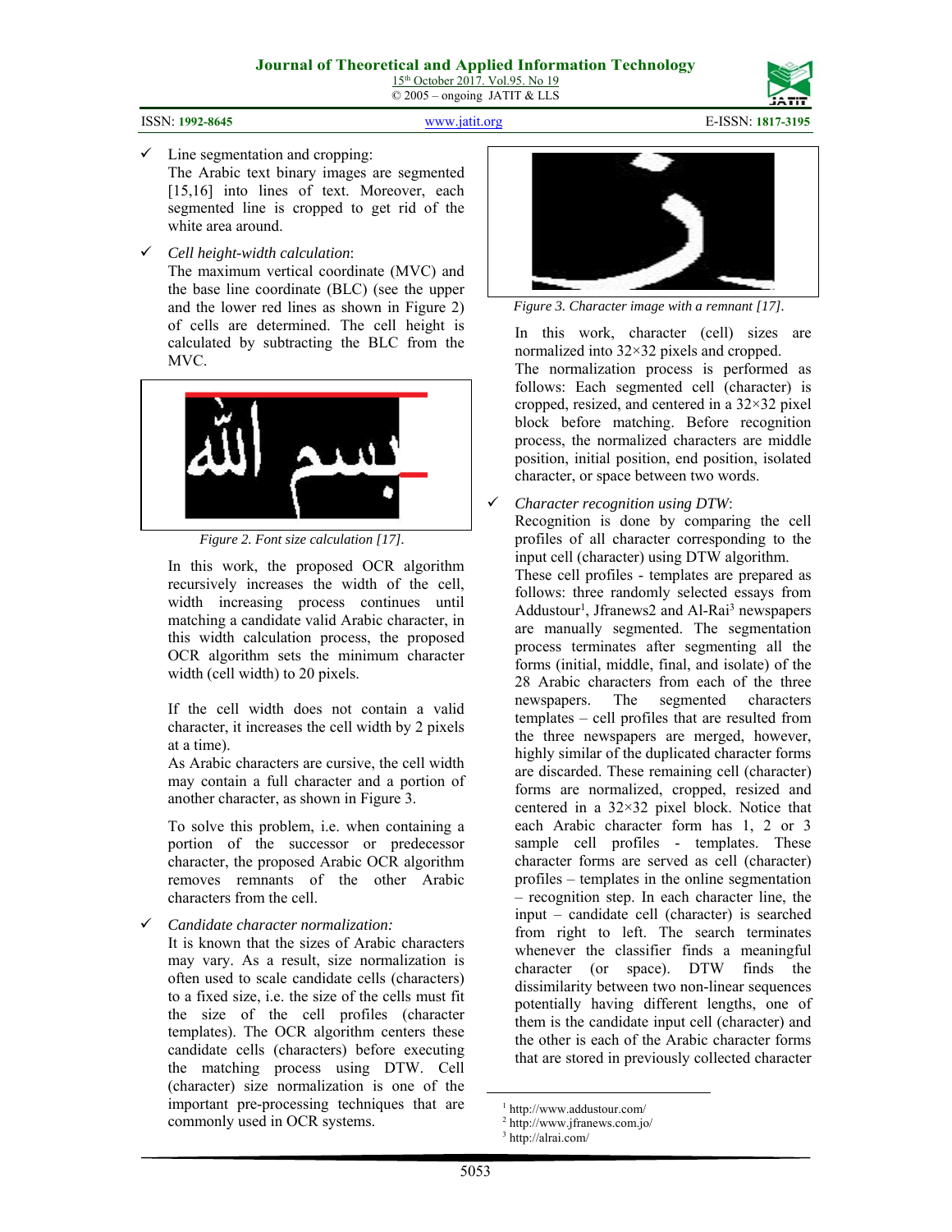- Line segmentation and cropping:
  The Arabic text binary images are segmented [15,16] into lines of text. Moreover, each segmented line is cropped to get rid of the white area around.
- *Cell height-width calculation*:
  The maximum vertical coordinate (MVC) and the base line coordinate (BLC) (see the upper and the lower red lines as shown in Figure 2) of cells are determined. The cell height is calculated by subtracting the BLC from the MVC.

*Figure 2. Font size calculation [17].*

In this work, the proposed OCR algorithm recursively increases the width of the cell, width increasing process continues until matching a candidate valid Arabic character, in this width calculation process, the proposed OCR algorithm sets the minimum character width (cell width) to 20 pixels.

If the cell width does not contain a valid character, it increases the cell width by 2 pixels at a time).
As Arabic characters are cursive, the cell width may contain a full character and a portion of another character, as shown in Figure 3.

To solve this problem, i.e. when containing a portion of the successor or predecessor character, the proposed Arabic OCR algorithm removes remnants of the other Arabic characters from the cell.

- *Candidate character normalization:*
  It is known that the sizes of Arabic characters may vary. As a result, size normalization is often used to scale candidate cells (characters) to a fixed size, i.e. the size of the cells must fit the size of the cell profiles (character templates). The OCR algorithm centers these candidate cells (characters) before executing the matching process using DTW. Cell (character) size normalization is one of the important pre-processing techniques that are commonly used in OCR systems.

*Figure 3. Character image with a remnant [17].*

In this work, character (cell) sizes are normalized into 32×32 pixels and cropped.
The normalization process is performed as follows: Each segmented cell (character) is cropped, resized, and centered in a 32×32 pixel block before matching. Before recognition process, the normalized characters are middle position, initial position, end position, isolated character, or space between two words.

- *Character recognition using DTW*:
  Recognition is done by comparing the cell profiles of all character corresponding to the input cell (character) using DTW algorithm.
  These cell profiles - templates are prepared as follows: three randomly selected essays from Addustour[1], Jfranews2 and Al-Rai[3] newspapers are manually segmented. The segmentation process terminates after segmenting all the forms (initial, middle, final, and isolate) of the 28 Arabic characters from each of the three newspapers. The segmented characters templates – cell profiles that are resulted from the three newspapers are merged, however, highly similar of the duplicated character forms are discarded. These remaining cell (character) forms are normalized, cropped, resized and centered in a 32×32 pixel block. Notice that each Arabic character form has 1, 2 or 3 sample cell profiles - templates. These character forms are served as cell (character) profiles – templates in the online segmentation – recognition step. In each character line, the input – candidate cell (character) is searched from right to left. The search terminates whenever the classifier finds a meaningful character (or space). DTW finds the dissimilarity between two non-linear sequences potentially having different lengths, one of them is the candidate input cell (character) and the other is each of the Arabic character forms that are stored in previously collected character

---

[1] http://www.addustour.com/
[2] http://www.jfranews.com.jo/
[3] http://alrai.com/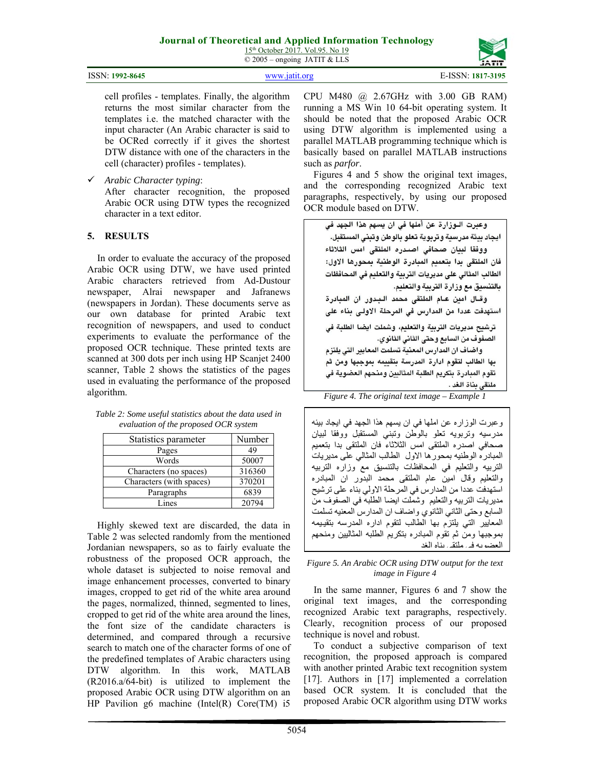cell profiles - templates. Finally, the algorithm returns the most similar character from the templates i.e. the matched character with the input character (An Arabic character is said to be OCRed correctly if it gives the shortest DTW distance with one of the characters in the cell (character) profiles - templates).

✓ *Arabic Character typing*:
After character recognition, the proposed Arabic OCR using DTW types the recognized character in a text editor.

## 5. RESULTS

In order to evaluate the accuracy of the proposed Arabic OCR using DTW, we have used printed Arabic characters retrieved from Ad-Dustour newspaper, Alrai newspaper and Jafranews (newspapers in Jordan). These documents serve as our own database for printed Arabic text recognition of newspapers, and used to conduct experiments to evaluate the performance of the proposed OCR technique. These printed texts are scanned at 300 dots per inch using HP Scanjet 2400 scanner, Table 2 shows the statistics of the pages used in evaluating the performance of the proposed algorithm.

*Table 2: Some useful statistics about the data used in evaluation of the proposed OCR system*

| Statistics parameter | Number |
|---|---|
| Pages | 49 |
| Words | 50007 |
| Characters (no spaces) | 316360 |
| Characters (with spaces) | 370201 |
| Paragraphs | 6839 |
| Lines | 20794 |

Highly skewed text are discarded, the data in Table 2 was selected randomly from the mentioned Jordanian newspapers, so as to fairly evaluate the robustness of the proposed OCR approach, the whole dataset is subjected to noise removal and image enhancement processes, converted to binary images, cropped to get rid of the white area around the pages, normalized, thinned, segmented to lines, cropped to get rid of the white area around the lines, the font size of the candidate characters is determined, and compared through a recursive search to match one of the character forms of one of the predefined templates of Arabic characters using DTW algorithm. In this work, MATLAB (R2016.a/64-bit) is utilized to implement the proposed Arabic OCR using DTW algorithm on an HP Pavilion g6 machine (Intel(R) Core(TM) i5 CPU M480 @ 2.67GHz with 3.00 GB RAM) running a MS Win 10 64-bit operating system. It should be noted that the proposed Arabic OCR using DTW algorithm is implemented using a parallel MATLAB programming technique which is basically based on parallel MATLAB instructions such as *parfor*.

Figures 4 and 5 show the original text images, and the corresponding recognized Arabic text paragraphs, respectively, by using our proposed OCR module based on DTW.

وعبرت الـوزارة عن أملها في ان يسهم هذا الجهد في
ايجاد بيئة مدرسية وتربوية تعلو بالوطن وتبني المستقبل.
ووفقا لبيان صحافي اصـدره الملتقى امس الثلاثاء
فان الملتقى بدا بتعميم المبادرة الوطنية بمحورها الاول:
الطالب المثالي على مديريات التربية والتعليم في المحافظات
بالتنسيق مع وزارة التربية والتعليم.
وقـال امين عـام الملتقى محمد الـبـدور ان المبادرة
استهدفت عددا من المدارس في المرحلة الاولى بناء على
ترشيح مديريات التربية والتعليم، وشملت ايضا الطلبة في
الصفوف من السابع وحتى الثاني الثانوي.
واضاف ان المدارس المعنية تسلمت المعايير التي يلتزم
بها الطالب لتقوم ادارة المدرسة بتقييمه بموجبها ومن ثم
تقوم المبادرة بتكريم الطلبة المثاليين ومنحهم العضوية في
ملتقى بناة الغد .

*Figure 4. The original text image – Example 1*

وعبرت الوزاره عن املها في ان يسهم هذا الجهد في ايجاد بيئه
مدرسيه وتربويه تعلو بالوطن وتبني المستقبل ووفقا لبيان
صحافي اصدره الملتقى امس الثلاثاء فان الملتقى بدا بتعميم
المبادره الوطنيه بمحورها الاول الطالب المثالي على مديريات
التربيه والتعليم في المحافظات بالتنسيق مع وزاره التربيه
والتعليم وقال امين عام الملتقى محمد البدور ان المبادره
استهدفت عددا من المدارس في المرحلة الاولي بناء على ترشيح
مديريات التربيه والتعليم وشملت ايضا الطلبه في الصفوف من
السابع وحتى الثانوي واضاف ان المدارس المعنيه تسلمت
المعايير التي يلتزم بها الطالب لتقوم اداره المدرسه بتقييمه
بموجبها ومن ثم تقوم المبادره بتكريم الطلبه المثاليين ومنحهم
العضه به فـ ملتقـ بناه الغد

*Figure 5. An Arabic OCR using DTW output for the text image in Figure 4*

In the same manner, Figures 6 and 7 show the original text images, and the corresponding recognized Arabic text paragraphs, respectively. Clearly, recognition process of our proposed technique is novel and robust.

To conduct a subjective comparison of text recognition, the proposed approach is compared with another printed Arabic text recognition system [17]. Authors in [17] implemented a correlation based OCR system. It is concluded that the proposed Arabic OCR algorithm using DTW works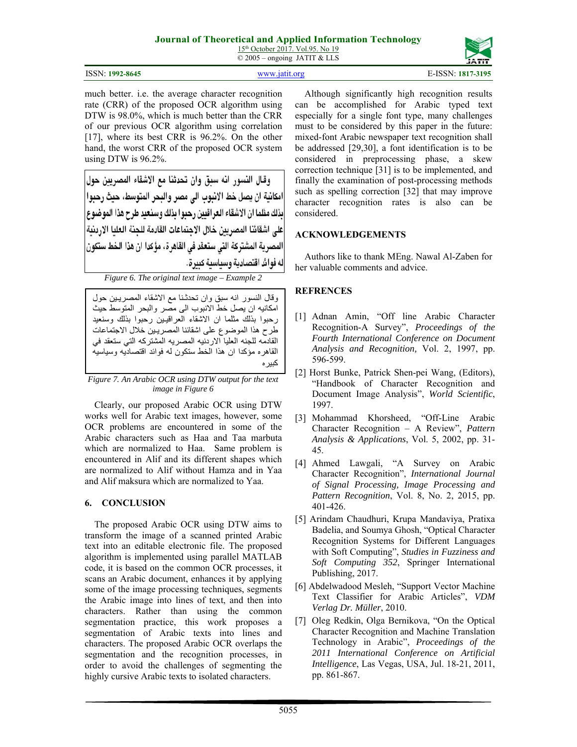much better. i.e. the average character recognition rate (CRR) of the proposed OCR algorithm using DTW is 98.0%, which is much better than the CRR of our previous OCR algorithm using correlation [17], where its best CRR is 96.2%. On the other hand, the worst CRR of the proposed OCR system using DTW is 96.2%.

وقال النسور انه سبق وان تحدثنا مع الاشقاء المصريين حول امكانية ان يصل خط الانبوب الى مصر والبحر المتوسط، حيث رحبوا بذلك مثلما ان الاشقاء العراقيين رحبوا بذلك وسنعيد طرح هذا الموضوع على اشقائنا المصريين خلال الاجتماعات القادمة للجنة العليا الاردنية المصرية المشتركة التي ستعقد في القاهرة، مؤكدا ان هذا الخط ستكون له فوائد اقتصادية وسياسية كبيرة.

*Figure 6. The original text image – Example 2*

وقال النسور انه سبق وان تحدثنا مع الاشقاء المصريين حول امكانيه ان يصل خط الانبوب الى مصر والبحر المتوسط حيث رحبوا بذلك مثلما ان الاشقاء العراقيين رحبوا بذلك وسنعيد طرح هذا الموضوع على اشقائنا المصريين خلال الاجتماعات القادمه للجنه العليا الاردنيه المصريه المشتركه التي ستعقد في القاهره مؤكدا ان هذا الخط ستكون له فوائد اقتصاديه وسياسيه كبيره

*Figure 7. An Arabic OCR using DTW output for the text image in Figure 6*

Clearly, our proposed Arabic OCR using DTW works well for Arabic text images, however, some OCR problems are encountered in some of the Arabic characters such as Haa and Taa marbuta which are normalized to Haa. Same problem is encountered in Alif and its different shapes which are normalized to Alif without Hamza and in Yaa and Alif maksura which are normalized to Yaa.

## 6. CONCLUSION

The proposed Arabic OCR using DTW aims to transform the image of a scanned printed Arabic text into an editable electronic file. The proposed algorithm is implemented using parallel MATLAB code, it is based on the common OCR processes, it scans an Arabic document, enhances it by applying some of the image processing techniques, segments the Arabic image into lines of text, and then into characters. Rather than using the common segmentation practice, this work proposes a segmentation of Arabic texts into lines and characters. The proposed Arabic OCR overlaps the segmentation and the recognition processes, in order to avoid the challenges of segmenting the highly cursive Arabic texts to isolated characters.

Although significantly high recognition results can be accomplished for Arabic typed text especially for a single font type, many challenges must to be considered by this paper in the future: mixed-font Arabic newspaper text recognition shall be addressed [29,30], a font identification is to be considered in preprocessing phase, a skew correction technique [31] is to be implemented, and finally the examination of post-processing methods such as spelling correction [32] that may improve character recognition rates is also can be considered.

## ACKNOWLEDGEMENTS

Authors like to thank MEng. Nawal Al-Zaben for her valuable comments and advice.

## REFRENCES

[1] Adnan Amin, "Off line Arabic Character Recognition-A Survey", *Proceedings of the Fourth International Conference on Document Analysis and Recognition,* Vol. 2, 1997, pp. 596-599.

[2] Horst Bunke, Patrick Shen-pei Wang, (Editors), "Handbook of Character Recognition and Document Image Analysis", *World Scientific*, 1997.

[3] Mohammad Khorsheed, "Off-Line Arabic Character Recognition – A Review", *Pattern Analysis & Applications*, Vol. 5, 2002, pp. 31-45.

[4] Ahmed Lawgali, "A Survey on Arabic Character Recognition", *International Journal of Signal Processing, Image Processing and Pattern Recognition*, Vol. 8, No. 2, 2015, pp. 401-426.

[5] Arindam Chaudhuri, Krupa Mandaviya, Pratixa Badelia, and Soumya Ghosh, "Optical Character Recognition Systems for Different Languages with Soft Computing", *Studies in Fuzziness and Soft Computing 352*, Springer International Publishing, 2017.

[6] Abdelwadood Mesleh, "Support Vector Machine Text Classifier for Arabic Articles", *VDM Verlag Dr. Müller*, 2010.

[7] Oleg Redkin, Olga Bernikova, "On the Optical Character Recognition and Machine Translation Technology in Arabic", *Proceedings of the 2011 International Conference on Artificial Intelligence*, Las Vegas, USA, Jul. 18-21, 2011, pp. 861-867.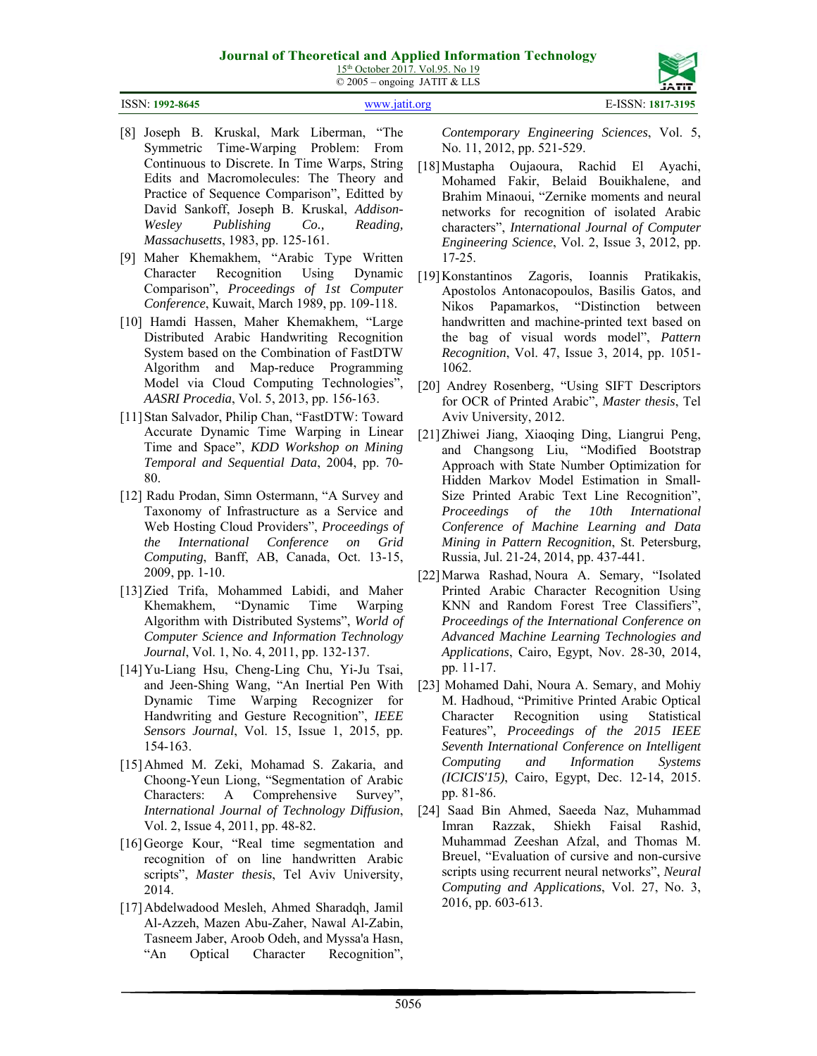[8] Joseph B. Kruskal, Mark Liberman, "The Symmetric Time-Warping Problem: From Continuous to Discrete. In Time Warps, String Edits and Macromolecules: The Theory and Practice of Sequence Comparison", Editted by David Sankoff, Joseph B. Kruskal, *Addison-Wesley Publishing Co., Reading, Massachusetts*, 1983, pp. 125-161.

[9] Maher Khemakhem, "Arabic Type Written Character Recognition Using Dynamic Comparison", *Proceedings of 1st Computer Conference*, Kuwait, March 1989, pp. 109-118.

[10] Hamdi Hassen, Maher Khemakhem, "Large Distributed Arabic Handwriting Recognition System based on the Combination of FastDTW Algorithm and Map-reduce Programming Model via Cloud Computing Technologies", *AASRI Procedia*, Vol. 5, 2013, pp. 156-163.

[11] Stan Salvador, Philip Chan, "FastDTW: Toward Accurate Dynamic Time Warping in Linear Time and Space", *KDD Workshop on Mining Temporal and Sequential Data*, 2004, pp. 70-80.

[12] Radu Prodan, Simn Ostermann, "A Survey and Taxonomy of Infrastructure as a Service and Web Hosting Cloud Providers", *Proceedings of the International Conference on Grid Computing*, Banff, AB, Canada, Oct. 13-15, 2009, pp. 1-10.

[13] Zied Trifa, Mohammed Labidi, and Maher Khemakhem, "Dynamic Time Warping Algorithm with Distributed Systems", *World of Computer Science and Information Technology Journal*, Vol. 1, No. 4, 2011, pp. 132-137.

[14] Yu-Liang Hsu, Cheng-Ling Chu, Yi-Ju Tsai, and Jeen-Shing Wang, "An Inertial Pen With Dynamic Time Warping Recognizer for Handwriting and Gesture Recognition", *IEEE Sensors Journal*, Vol. 15, Issue 1, 2015, pp. 154-163.

[15] Ahmed M. Zeki, Mohamad S. Zakaria, and Choong-Yeun Liong, "Segmentation of Arabic Characters: A Comprehensive Survey", *International Journal of Technology Diffusion*, Vol. 2, Issue 4, 2011, pp. 48-82.

[16] George Kour, "Real time segmentation and recognition of on line handwritten Arabic scripts", *Master thesis*, Tel Aviv University, 2014.

[17] Abdelwadood Mesleh, Ahmed Sharadqh, Jamil Al-Azzeh, Mazen Abu-Zaher, Nawal Al-Zabin, Tasneem Jaber, Aroob Odeh, and Myssa'a Hasn, "An Optical Character Recognition", *Contemporary Engineering Sciences*, Vol. 5, No. 11, 2012, pp. 521-529.

[18] Mustapha Oujaoura, Rachid El Ayachi, Mohamed Fakir, Belaid Bouikhalene, and Brahim Minaoui, "Zernike moments and neural networks for recognition of isolated Arabic characters", *International Journal of Computer Engineering Science*, Vol. 2, Issue 3, 2012, pp. 17-25.

[19] Konstantinos Zagoris, Ioannis Pratikakis, Apostolos Antonacopoulos, Basilis Gatos, and Nikos Papamarkos, "Distinction between handwritten and machine-printed text based on the bag of visual words model", *Pattern Recognition*, Vol. 47, Issue 3, 2014, pp. 1051-1062.

[20] Andrey Rosenberg, "Using SIFT Descriptors for OCR of Printed Arabic", *Master thesis*, Tel Aviv University, 2012.

[21] Zhiwei Jiang, Xiaoqing Ding, Liangrui Peng, and Changsong Liu, "Modified Bootstrap Approach with State Number Optimization for Hidden Markov Model Estimation in Small-Size Printed Arabic Text Line Recognition", *Proceedings of the 10th International Conference of Machine Learning and Data Mining in Pattern Recognition*, St. Petersburg, Russia, Jul. 21-24, 2014, pp. 437-441.

[22] Marwa Rashad, Noura A. Semary, "Isolated Printed Arabic Character Recognition Using KNN and Random Forest Tree Classifiers", *Proceedings of the International Conference on Advanced Machine Learning Technologies and Applications*, Cairo, Egypt, Nov. 28-30, 2014, pp. 11-17.

[23] Mohamed Dahi, Noura A. Semary, and Mohiy M. Hadhoud, "Primitive Printed Arabic Optical Character Recognition using Statistical Features", *Proceedings of the 2015 IEEE Seventh International Conference on Intelligent Computing and Information Systems (ICICIS'15)*, Cairo, Egypt, Dec. 12-14, 2015. pp. 81-86.

[24] Saad Bin Ahmed, Saeeda Naz, Muhammad Imran Razzak, Shiekh Faisal Rashid, Muhammad Zeeshan Afzal, and Thomas M. Breuel, "Evaluation of cursive and non-cursive scripts using recurrent neural networks", *Neural Computing and Applications*, Vol. 27, No. 3, 2016, pp. 603-613.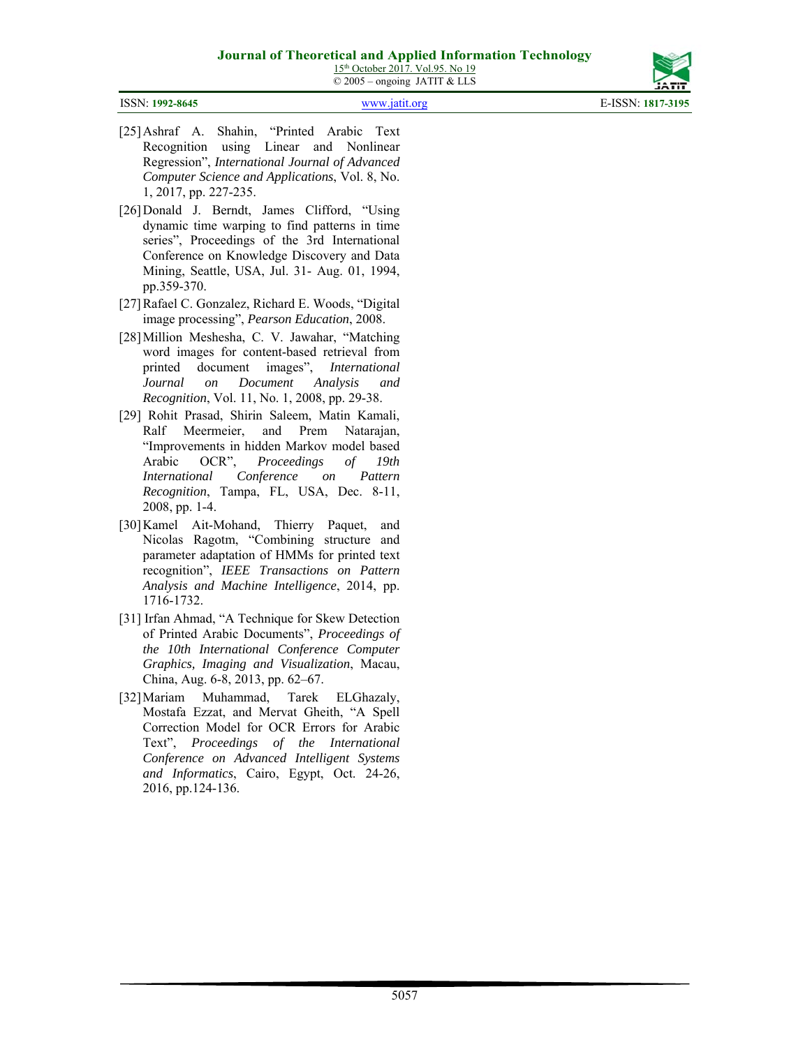[25] Ashraf A. Shahin, "Printed Arabic Text Recognition using Linear and Nonlinear Regression", *International Journal of Advanced Computer Science and Applications*, Vol. 8, No. 1, 2017, pp. 227-235.

[26] Donald J. Berndt, James Clifford, "Using dynamic time warping to find patterns in time series", Proceedings of the 3rd International Conference on Knowledge Discovery and Data Mining, Seattle, USA, Jul. 31- Aug. 01, 1994, pp.359-370.

[27] Rafael C. Gonzalez, Richard E. Woods, "Digital image processing", *Pearson Education*, 2008.

[28] Million Meshesha, C. V. Jawahar, "Matching word images for content-based retrieval from printed document images", *International Journal on Document Analysis and Recognition*, Vol. 11, No. 1, 2008, pp. 29-38.

[29] Rohit Prasad, Shirin Saleem, Matin Kamali, Ralf Meermeier, and Prem Natarajan, "Improvements in hidden Markov model based Arabic OCR", *Proceedings of 19th International Conference on Pattern Recognition*, Tampa, FL, USA, Dec. 8-11, 2008, pp. 1-4.

[30] Kamel Ait-Mohand, Thierry Paquet, and Nicolas Ragotm, "Combining structure and parameter adaptation of HMMs for printed text recognition", *IEEE Transactions on Pattern Analysis and Machine Intelligence*, 2014, pp. 1716-1732.

[31] Irfan Ahmad, "A Technique for Skew Detection of Printed Arabic Documents", *Proceedings of the 10th International Conference Computer Graphics, Imaging and Visualization*, Macau, China, Aug. 6-8, 2013, pp. 62–67.

[32] Mariam Muhammad, Tarek ELGhazaly, Mostafa Ezzat, and Mervat Gheith, "A Spell Correction Model for OCR Errors for Arabic Text", *Proceedings of the International Conference on Advanced Intelligent Systems and Informatics*, Cairo, Egypt, Oct. 24-26, 2016, pp.124-136.